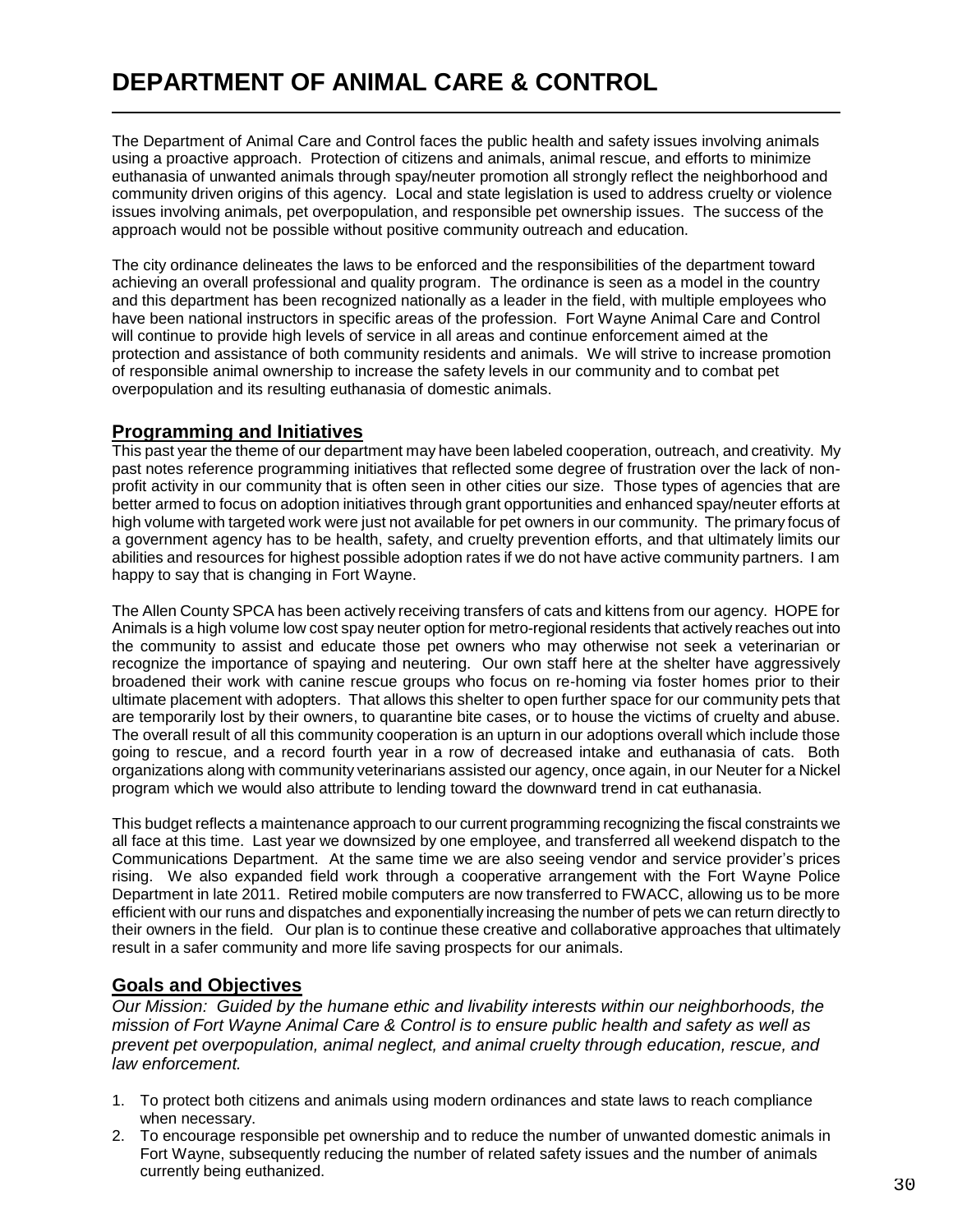# DEPARTMENT OF ANIMAL CARE & CONTROL

The Department of Animal Care and Control faces the public health and safety issues involving animals using a proactive approach. Protection of citizens and animals, animal rescue, and efforts to minimize euthanasia of unwanted animals through spay/neuter promotion all strongly reflect the neighborhood and community driven origins of this agency. Local and state legislation is used to address cruelty or violence issues involving animals, pet overpopulation, and responsible pet ownership issues. The success of the approach would not be possible without positive community outreach and education.

The city ordinance delineates the laws to be enforced and the responsibilities of the department toward achieving an overall professional and quality program. The ordinance is seen as a model in the country and this department has been recognized nationally as a leader in the field, with multiple employees who have been national instructors in specific areas of the profession. Fort Wayne Animal Care and Control will continue to provide high levels of service in all areas and continue enforcement aimed at the protection and assistance of both community residents and animals. We will strive to increase promotion of responsible animal ownership to increase the safety levels in our community and to combat pet overpopulation and its resulting euthanasia of domestic animals.

## Programming and Initiatives

This past year the theme of our department may have been labeled cooperation, outreach, and creativity. My past notes reference programming initiatives that reflected some degree of frustration over the lack of non-profit activity in our community that is often seen in other cities our size. Those types of agencies that are better armed to focus on adoption initiatives through grant opportunities and enhanced spay/neuter efforts at high volume with targeted work were just not available for pet owners in our community. The primary focus of a government agency has to be health, safety, and cruelty prevention efforts, and that ultimately limits our abilities and resources for highest possible adoption rates if we do not have active community partners. I am happy to say that is changing in Fort Wayne.

The Allen County SPCA has been actively receiving transfers of cats and kittens from our agency. HOPE for Animals is a high volume low cost spay neuter option for metro-regional residents that actively reaches out into the community to assist and educate those pet owners who may otherwise not seek a veterinarian or recognize the importance of spaying and neutering. Our own staff here at the shelter have aggressively broadened their work with canine rescue groups who focus on re-homing via foster homes prior to their ultimate placement with adopters. That allows this shelter to open further space for our community pets that are temporarily lost by their owners, to quarantine bite cases, or to house the victims of cruelty and abuse. The overall result of all this community cooperation is an upturn in our adoptions overall which include those going to rescue, and a record fourth year in a row of decreased intake and euthanasia of cats. Both organizations along with community veterinarians assisted our agency, once again, in our Neuter for a Nickel program which we would also attribute to lending toward the downward trend in cat euthanasia.

This budget reflects a maintenance approach to our current programming recognizing the fiscal constraints we all face at this time. Last year we downsized by one employee, and transferred all weekend dispatch to the Communications Department. At the same time we are also seeing vendor and service provider's prices rising. We also expanded field work through a cooperative arrangement with the Fort Wayne Police Department in late 2011. Retired mobile computers are now transferred to FWACC, allowing us to be more efficient with our runs and dispatches and exponentially increasing the number of pets we can return directly to their owners in the field. Our plan is to continue these creative and collaborative approaches that ultimately result in a safer community and more life saving prospects for our animals.

## Goals and Objectives

*Our Mission: Guided by the humane ethic and livability interests within our neighborhoods, the mission of Fort Wayne Animal Care & Control is to ensure public health and safety as well as prevent pet overpopulation, animal neglect, and animal cruelty through education, rescue, and law enforcement.*

1. To protect both citizens and animals using modern ordinances and state laws to reach compliance when necessary.
2. To encourage responsible pet ownership and to reduce the number of unwanted domestic animals in Fort Wayne, subsequently reducing the number of related safety issues and the number of animals currently being euthanized.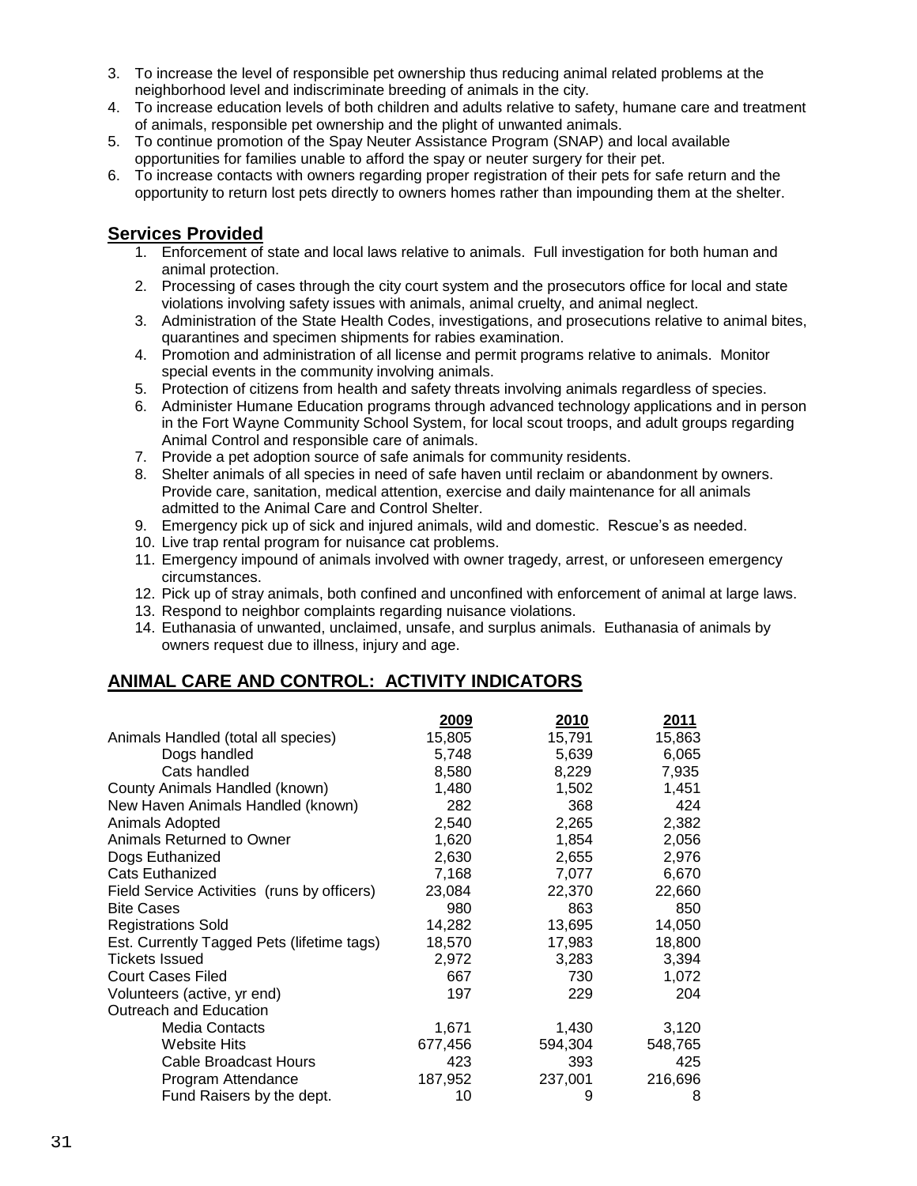3. To increase the level of responsible pet ownership thus reducing animal related problems at the neighborhood level and indiscriminate breeding of animals in the city.
4. To increase education levels of both children and adults relative to safety, humane care and treatment of animals, responsible pet ownership and the plight of unwanted animals.
5. To continue promotion of the Spay Neuter Assistance Program (SNAP) and local available opportunities for families unable to afford the spay or neuter surgery for their pet.
6. To increase contacts with owners regarding proper registration of their pets for safe return and the opportunity to return lost pets directly to owners homes rather than impounding them at the shelter.

## Services Provided

1. Enforcement of state and local laws relative to animals. Full investigation for both human and animal protection.
2. Processing of cases through the city court system and the prosecutors office for local and state violations involving safety issues with animals, animal cruelty, and animal neglect.
3. Administration of the State Health Codes, investigations, and prosecutions relative to animal bites, quarantines and specimen shipments for rabies examination.
4. Promotion and administration of all license and permit programs relative to animals. Monitor special events in the community involving animals.
5. Protection of citizens from health and safety threats involving animals regardless of species.
6. Administer Humane Education programs through advanced technology applications and in person in the Fort Wayne Community School System, for local scout troops, and adult groups regarding Animal Control and responsible care of animals.
7. Provide a pet adoption source of safe animals for community residents.
8. Shelter animals of all species in need of safe haven until reclaim or abandonment by owners. Provide care, sanitation, medical attention, exercise and daily maintenance for all animals admitted to the Animal Care and Control Shelter.
9. Emergency pick up of sick and injured animals, wild and domestic. Rescue's as needed.
10. Live trap rental program for nuisance cat problems.
11. Emergency impound of animals involved with owner tragedy, arrest, or unforeseen emergency circumstances.
12. Pick up of stray animals, both confined and unconfined with enforcement of animal at large laws.
13. Respond to neighbor complaints regarding nuisance violations.
14. Euthanasia of unwanted, unclaimed, unsafe, and surplus animals. Euthanasia of animals by owners request due to illness, injury and age.

## ANIMAL CARE AND CONTROL: ACTIVITY INDICATORS

| | 2009 | 2010 | 2011 |
|---|---|---|---|
| Animals Handled (total all species) | 15,805 | 15,791 | 15,863 |
| Dogs handled | 5,748 | 5,639 | 6,065 |
| Cats handled | 8,580 | 8,229 | 7,935 |
| County Animals Handled (known) | 1,480 | 1,502 | 1,451 |
| New Haven Animals Handled (known) | 282 | 368 | 424 |
| Animals Adopted | 2,540 | 2,265 | 2,382 |
| Animals Returned to Owner | 1,620 | 1,854 | 2,056 |
| Dogs Euthanized | 2,630 | 2,655 | 2,976 |
| Cats Euthanized | 7,168 | 7,077 | 6,670 |
| Field Service Activities (runs by officers) | 23,084 | 22,370 | 22,660 |
| Bite Cases | 980 | 863 | 850 |
| Registrations Sold | 14,282 | 13,695 | 14,050 |
| Est. Currently Tagged Pets (lifetime tags) | 18,570 | 17,983 | 18,800 |
| Tickets Issued | 2,972 | 3,283 | 3,394 |
| Court Cases Filed | 667 | 730 | 1,072 |
| Volunteers (active, yr end) | 197 | 229 | 204 |
| Outreach and Education | | | |
| Media Contacts | 1,671 | 1,430 | 3,120 |
| Website Hits | 677,456 | 594,304 | 548,765 |
| Cable Broadcast Hours | 423 | 393 | 425 |
| Program Attendance | 187,952 | 237,001 | 216,696 |
| Fund Raisers by the dept. | 10 | 9 | 8 |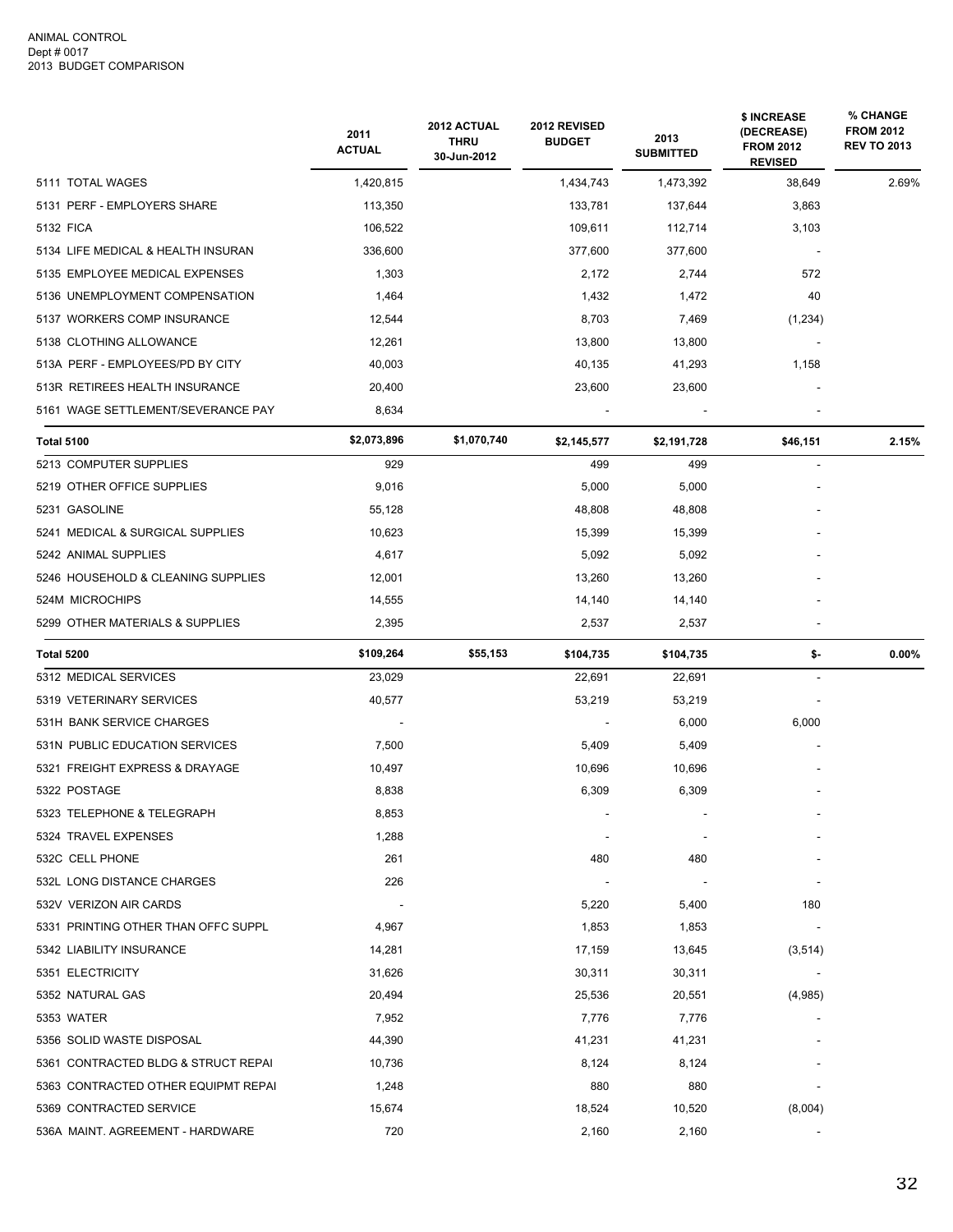ANIMAL CONTROL
Dept # 0017
2013 BUDGET COMPARISON

| | 2011 ACTUAL | 2012 ACTUAL THRU 30-Jun-2012 | 2012 REVISED BUDGET | 2013 SUBMITTED | $ INCREASE (DECREASE) FROM 2012 REVISED | % CHANGE FROM 2012 REV TO 2013 |
|---|---|---|---|---|---|---|
| 5111 TOTAL WAGES | 1,420,815 | | 1,434,743 | 1,473,392 | 38,649 | 2.69% |
| 5131 PERF - EMPLOYERS SHARE | 113,350 | | 133,781 | 137,644 | 3,863 | |
| 5132 FICA | 106,522 | | 109,611 | 112,714 | 3,103 | |
| 5134 LIFE MEDICAL & HEALTH INSURAN | 336,600 | | 377,600 | 377,600 | - | |
| 5135 EMPLOYEE MEDICAL EXPENSES | 1,303 | | 2,172 | 2,744 | 572 | |
| 5136 UNEMPLOYMENT COMPENSATION | 1,464 | | 1,432 | 1,472 | 40 | |
| 5137 WORKERS COMP INSURANCE | 12,544 | | 8,703 | 7,469 | (1,234) | |
| 5138 CLOTHING ALLOWANCE | 12,261 | | 13,800 | 13,800 | - | |
| 513A PERF - EMPLOYEES/PD BY CITY | 40,003 | | 40,135 | 41,293 | 1,158 | |
| 513R RETIREES HEALTH INSURANCE | 20,400 | | 23,600 | 23,600 | - | |
| 5161 WAGE SETTLEMENT/SEVERANCE PAY | 8,634 | | - | - | - | |
| **Total 5100** | **$2,073,896** | **$1,070,740** | **$2,145,577** | **$2,191,728** | **$46,151** | **2.15%** |
| 5213 COMPUTER SUPPLIES | 929 | | 499 | 499 | - | |
| 5219 OTHER OFFICE SUPPLIES | 9,016 | | 5,000 | 5,000 | - | |
| 5231 GASOLINE | 55,128 | | 48,808 | 48,808 | - | |
| 5241 MEDICAL & SURGICAL SUPPLIES | 10,623 | | 15,399 | 15,399 | - | |
| 5242 ANIMAL SUPPLIES | 4,617 | | 5,092 | 5,092 | - | |
| 5246 HOUSEHOLD & CLEANING SUPPLIES | 12,001 | | 13,260 | 13,260 | - | |
| 524M MICROCHIPS | 14,555 | | 14,140 | 14,140 | - | |
| 5299 OTHER MATERIALS & SUPPLIES | 2,395 | | 2,537 | 2,537 | - | |
| **Total 5200** | **$109,264** | **$55,153** | **$104,735** | **$104,735** | **$-** | **0.00%** |
| 5312 MEDICAL SERVICES | 23,029 | | 22,691 | 22,691 | - | |
| 5319 VETERINARY SERVICES | 40,577 | | 53,219 | 53,219 | - | |
| 531H BANK SERVICE CHARGES | - | | - | 6,000 | 6,000 | |
| 531N PUBLIC EDUCATION SERVICES | 7,500 | | 5,409 | 5,409 | - | |
| 5321 FREIGHT EXPRESS & DRAYAGE | 10,497 | | 10,696 | 10,696 | - | |
| 5322 POSTAGE | 8,838 | | 6,309 | 6,309 | - | |
| 5323 TELEPHONE & TELEGRAPH | 8,853 | | - | - | - | |
| 5324 TRAVEL EXPENSES | 1,288 | | - | - | - | |
| 532C CELL PHONE | 261 | | 480 | 480 | - | |
| 532L LONG DISTANCE CHARGES | 226 | | - | - | - | |
| 532V VERIZON AIR CARDS | - | | 5,220 | 5,400 | 180 | |
| 5331 PRINTING OTHER THAN OFFC SUPPL | 4,967 | | 1,853 | 1,853 | - | |
| 5342 LIABILITY INSURANCE | 14,281 | | 17,159 | 13,645 | (3,514) | |
| 5351 ELECTRICITY | 31,626 | | 30,311 | 30,311 | - | |
| 5352 NATURAL GAS | 20,494 | | 25,536 | 20,551 | (4,985) | |
| 5353 WATER | 7,952 | | 7,776 | 7,776 | - | |
| 5356 SOLID WASTE DISPOSAL | 44,390 | | 41,231 | 41,231 | - | |
| 5361 CONTRACTED BLDG & STRUCT REPAI | 10,736 | | 8,124 | 8,124 | - | |
| 5363 CONTRACTED OTHER EQUIPMT REPAI | 1,248 | | 880 | 880 | - | |
| 5369 CONTRACTED SERVICE | 15,674 | | 18,524 | 10,520 | (8,004) | |
| 536A MAINT. AGREEMENT - HARDWARE | 720 | | 2,160 | 2,160 | - | |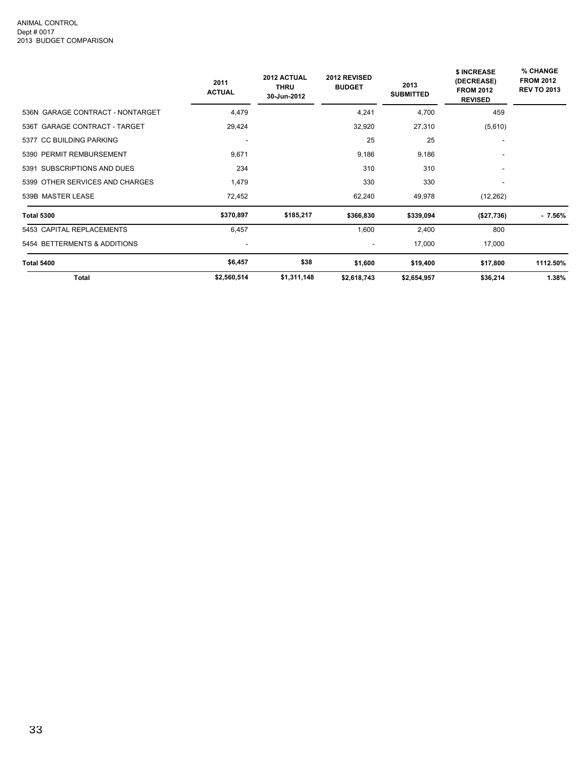ANIMAL CONTROL
Dept # 0017
2013 BUDGET COMPARISON

| | 2011 ACTUAL | 2012 ACTUAL THRU 30-Jun-2012 | 2012 REVISED BUDGET | 2013 SUBMITTED | $ INCREASE (DECREASE) FROM 2012 REVISED | % CHANGE FROM 2012 REV TO 2013 |
|---|---|---|---|---|---|---|
| 536N GARAGE CONTRACT - NONTARGET | 4,479 | | 4,241 | 4,700 | 459 | |
| 536T GARAGE CONTRACT - TARGET | 29,424 | | 32,920 | 27,310 | (5,610) | |
| 5377 CC BUILDING PARKING | - | | 25 | 25 | - | |
| 5390 PERMIT REMBURSEMENT | 9,671 | | 9,186 | 9,186 | - | |
| 5391 SUBSCRIPTIONS AND DUES | 234 | | 310 | 310 | - | |
| 5399 OTHER SERVICES AND CHARGES | 1,479 | | 330 | 330 | - | |
| 539B MASTER LEASE | 72,452 | | 62,240 | 49,978 | (12,262) | |
| **Total 5300** | **$370,897** | **$185,217** | **$366,830** | **$339,094** | **($27,736)** | **- 7.56%** |
| 5453 CAPITAL REPLACEMENTS | 6,457 | | 1,600 | 2,400 | 800 | |
| 5454 BETTERMENTS & ADDITIONS | - | | - | 17,000 | 17,000 | |
| **Total 5400** | **$6,457** | **$38** | **$1,600** | **$19,400** | **$17,800** | **1112.50%** |
| **Total** | **$2,560,514** | **$1,311,148** | **$2,618,743** | **$2,654,957** | **$36,214** | **1.38%** |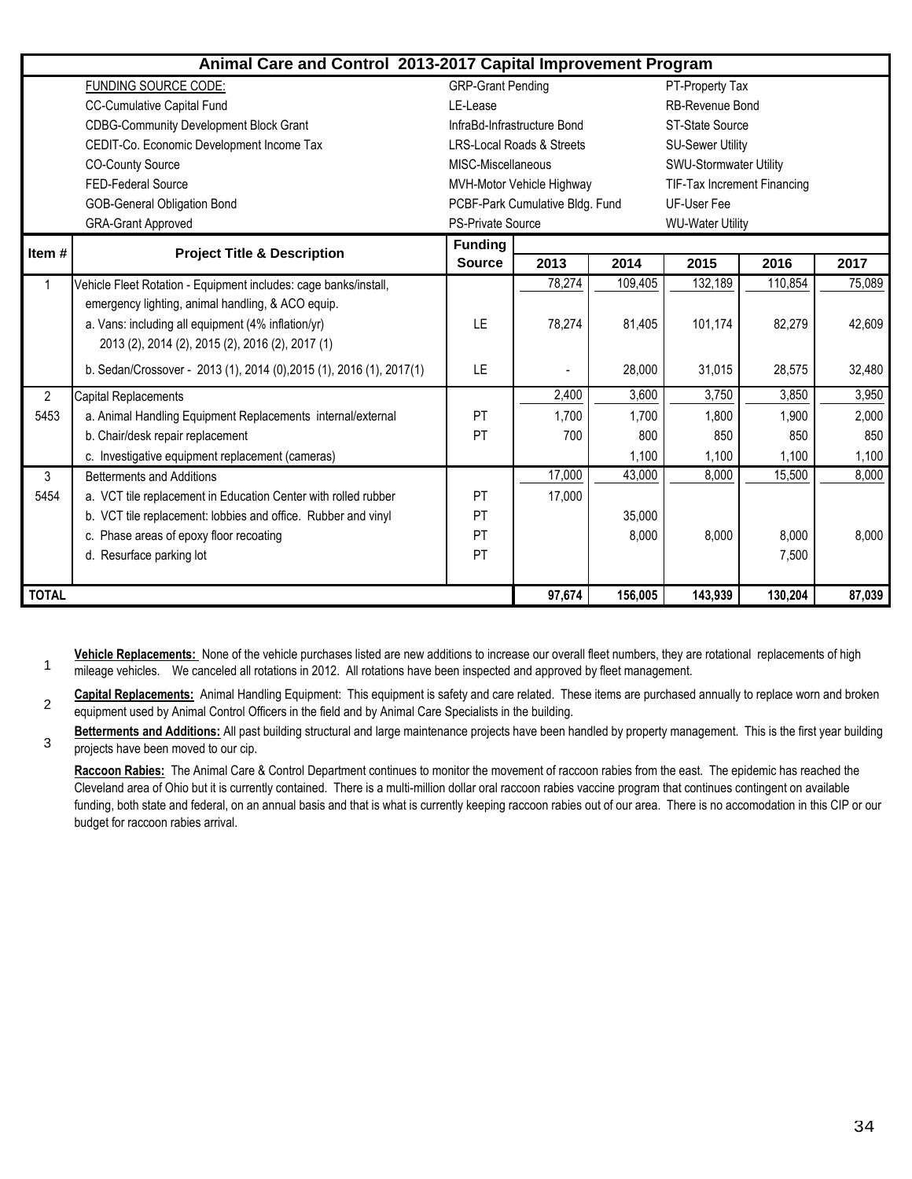# Animal Care and Control 2013-2017 Capital Improvement Program

| | | | |
|---|---|---|---|
| FUNDING SOURCE CODE: | GRP-Grant Pending | PT-Property Tax |
| CC-Cumulative Capital Fund | LE-Lease | RB-Revenue Bond |
| CDBG-Community Development Block Grant | InfraBd-Infrastructure Bond | ST-State Source |
| CEDIT-Co. Economic Development Income Tax | LRS-Local Roads & Streets | SU-Sewer Utility |
| CO-County Source | MISC-Miscellaneous | SWU-Stormwater Utility |
| FED-Federal Source | MVH-Motor Vehicle Highway | TIF-Tax Increment Financing |
| GOB-General Obligation Bond | PCBF-Park Cumulative Bldg. Fund | UF-User Fee |
| GRA-Grant Approved | PS-Private Source | WU-Water Utility |

| Item # | Project Title & Description | Funding Source | 2013 | 2014 | 2015 | 2016 | 2017 |
|---|---|---|---|---|---|---|---|
| 1 | Vehicle Fleet Rotation - Equipment includes: cage banks/install, emergency lighting, animal handling, & ACO equip. | | 78,274 | 109,405 | 132,189 | 110,854 | 75,089 |
| | a. Vans: including all equipment (4% inflation/yr) 2013 (2), 2014 (2), 2015 (2), 2016 (2), 2017 (1) | LE | 78,274 | 81,405 | 101,174 | 82,279 | 42,609 |
| | b. Sedan/Crossover - 2013 (1), 2014 (0),2015 (1), 2016 (1), 2017(1) | LE | - | 28,000 | 31,015 | 28,575 | 32,480 |
| 2 | Capital Replacements | | 2,400 | 3,600 | 3,750 | 3,850 | 3,950 |
| 5453 | a. Animal Handling Equipment Replacements internal/external | PT | 1,700 | 1,700 | 1,800 | 1,900 | 2,000 |
| | b. Chair/desk repair replacement | PT | 700 | 800 | 850 | 850 | 850 |
| | c. Investigative equipment replacement (cameras) | | | 1,100 | 1,100 | 1,100 | 1,100 |
| 3 | Betterments and Additions | | 17,000 | 43,000 | 8,000 | 15,500 | 8,000 |
| 5454 | a. VCT tile replacement in Education Center with rolled rubber | PT | 17,000 | | | | |
| | b. VCT tile replacement: lobbies and office. Rubber and vinyl | PT | | 35,000 | | | |
| | c. Phase areas of epoxy floor recoating | PT | | 8,000 | 8,000 | 8,000 | 8,000 |
| | d. Resurface parking lot | PT | | | | 7,500 | |
| **TOTAL** | | | **97,674** | **156,005** | **143,939** | **130,204** | **87,039** |

1 **Vehicle Replacements:** None of the vehicle purchases listed are new additions to increase our overall fleet numbers, they are rotational replacements of high mileage vehicles. We canceled all rotations in 2012. All rotations have been inspected and approved by fleet management.

2 **Capital Replacements:** Animal Handling Equipment: This equipment is safety and care related. These items are purchased annually to replace worn and broken equipment used by Animal Control Officers in the field and by Animal Care Specialists in the building.

3 **Betterments and Additions:** All past building structural and large maintenance projects have been handled by property management. This is the first year building projects have been moved to our cip.

**Raccoon Rabies:** The Animal Care & Control Department continues to monitor the movement of raccoon rabies from the east. The epidemic has reached the Cleveland area of Ohio but it is currently contained. There is a multi-million dollar oral raccoon rabies vaccine program that continues contingent on available funding, both state and federal, on an annual basis and that is what is currently keeping raccoon rabies out of our area. There is no accomodation in this CIP or our budget for raccoon rabies arrival.